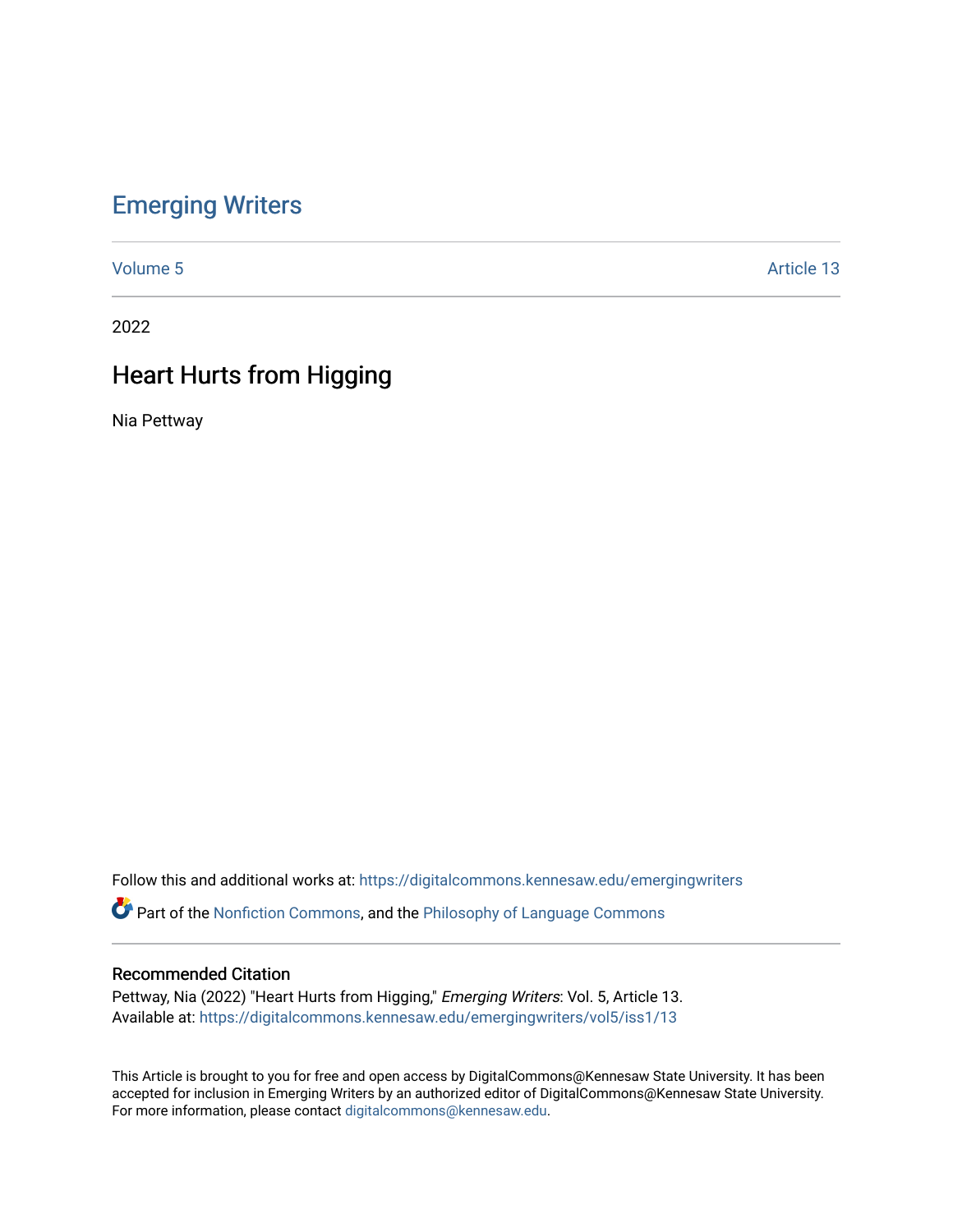# Emerging Writers

Volume 5 Article 13

2022

## Heart Hurts from Higging

Nia Pettway

Follow this and additional works at: https://digitalcommons.kennesaw.edu/emergingwriters

Part of the Nonfiction Commons, and the Philosophy of Language Commons

### Recommended Citation

Pettway, Nia (2022) "Heart Hurts from Higging," *Emerging Writers*: Vol. 5, Article 13.
Available at: https://digitalcommons.kennesaw.edu/emergingwriters/vol5/iss1/13

This Article is brought to you for free and open access by DigitalCommons@Kennesaw State University. It has been accepted for inclusion in Emerging Writers by an authorized editor of DigitalCommons@Kennesaw State University. For more information, please contact digitalcommons@kennesaw.edu.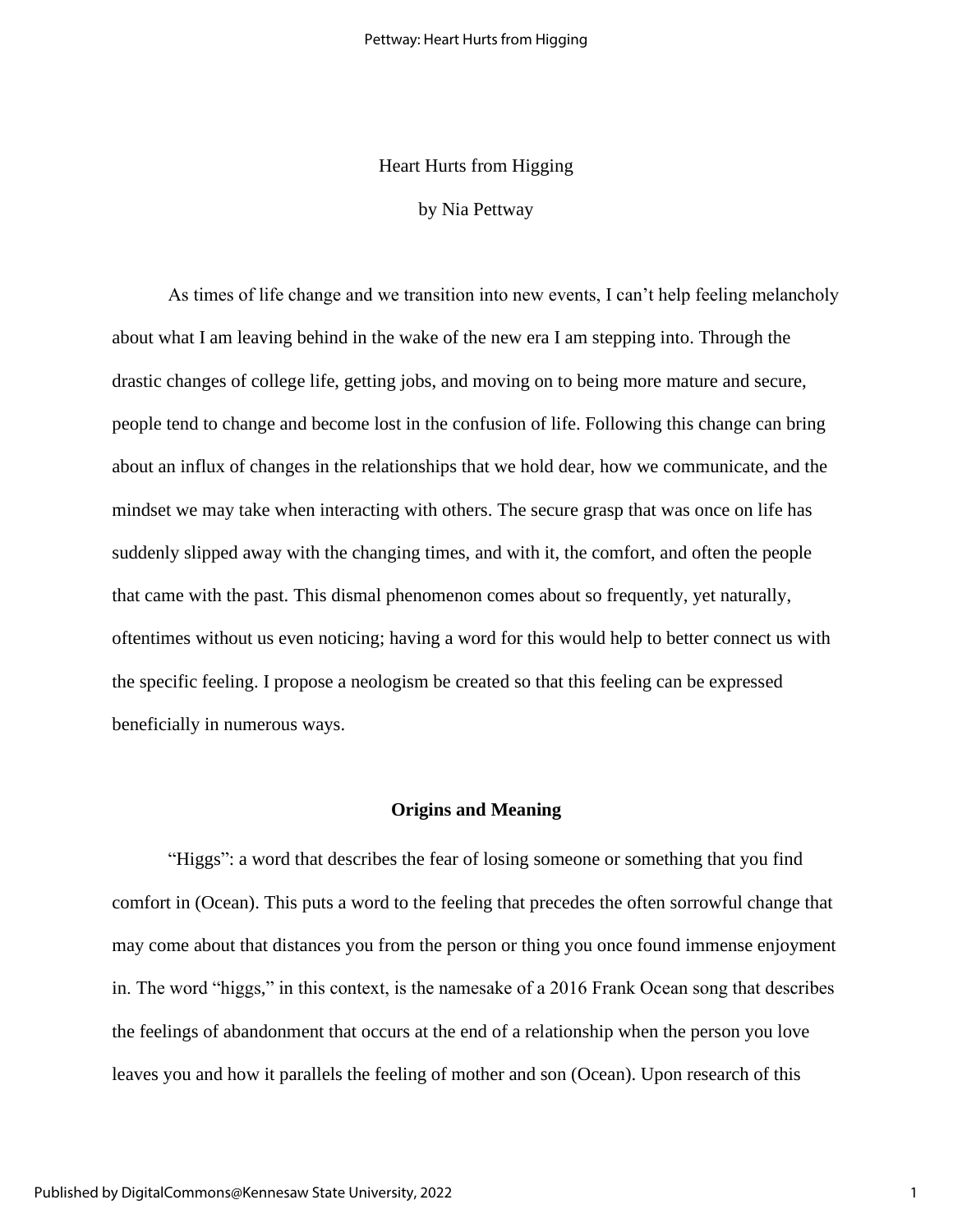# Heart Hurts from Higging

by Nia Pettway

As times of life change and we transition into new events, I can't help feeling melancholy about what I am leaving behind in the wake of the new era I am stepping into. Through the drastic changes of college life, getting jobs, and moving on to being more mature and secure, people tend to change and become lost in the confusion of life. Following this change can bring about an influx of changes in the relationships that we hold dear, how we communicate, and the mindset we may take when interacting with others. The secure grasp that was once on life has suddenly slipped away with the changing times, and with it, the comfort, and often the people that came with the past. This dismal phenomenon comes about so frequently, yet naturally, oftentimes without us even noticing; having a word for this would help to better connect us with the specific feeling. I propose a neologism be created so that this feeling can be expressed beneficially in numerous ways.

## Origins and Meaning

"Higgs": a word that describes the fear of losing someone or something that you find comfort in (Ocean). This puts a word to the feeling that precedes the often sorrowful change that may come about that distances you from the person or thing you once found immense enjoyment in. The word "higgs," in this context, is the namesake of a 2016 Frank Ocean song that describes the feelings of abandonment that occurs at the end of a relationship when the person you love leaves you and how it parallels the feeling of mother and son (Ocean). Upon research of this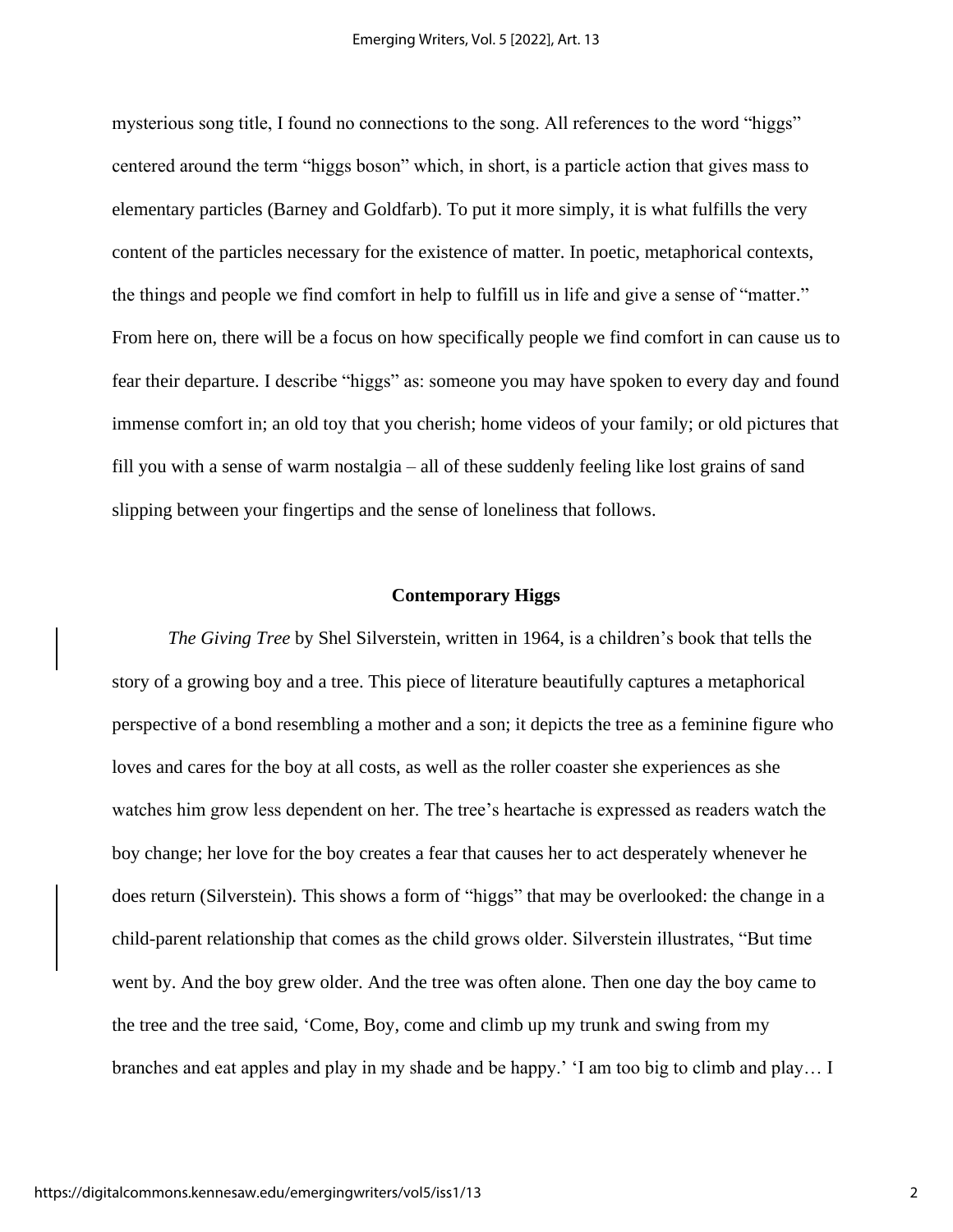mysterious song title, I found no connections to the song. All references to the word "higgs" centered around the term "higgs boson" which, in short, is a particle action that gives mass to elementary particles (Barney and Goldfarb). To put it more simply, it is what fulfills the very content of the particles necessary for the existence of matter. In poetic, metaphorical contexts, the things and people we find comfort in help to fulfill us in life and give a sense of "matter." From here on, there will be a focus on how specifically people we find comfort in can cause us to fear their departure. I describe "higgs" as: someone you may have spoken to every day and found immense comfort in; an old toy that you cherish; home videos of your family; or old pictures that fill you with a sense of warm nostalgia – all of these suddenly feeling like lost grains of sand slipping between your fingertips and the sense of loneliness that follows.

## Contemporary Higgs

*The Giving Tree* by Shel Silverstein, written in 1964, is a children's book that tells the story of a growing boy and a tree. This piece of literature beautifully captures a metaphorical perspective of a bond resembling a mother and a son; it depicts the tree as a feminine figure who loves and cares for the boy at all costs, as well as the roller coaster she experiences as she watches him grow less dependent on her. The tree's heartache is expressed as readers watch the boy change; her love for the boy creates a fear that causes her to act desperately whenever he does return (Silverstein). This shows a form of "higgs" that may be overlooked: the change in a child-parent relationship that comes as the child grows older. Silverstein illustrates, "But time went by. And the boy grew older. And the tree was often alone. Then one day the boy came to the tree and the tree said, 'Come, Boy, come and climb up my trunk and swing from my branches and eat apples and play in my shade and be happy.' 'I am too big to climb and play… I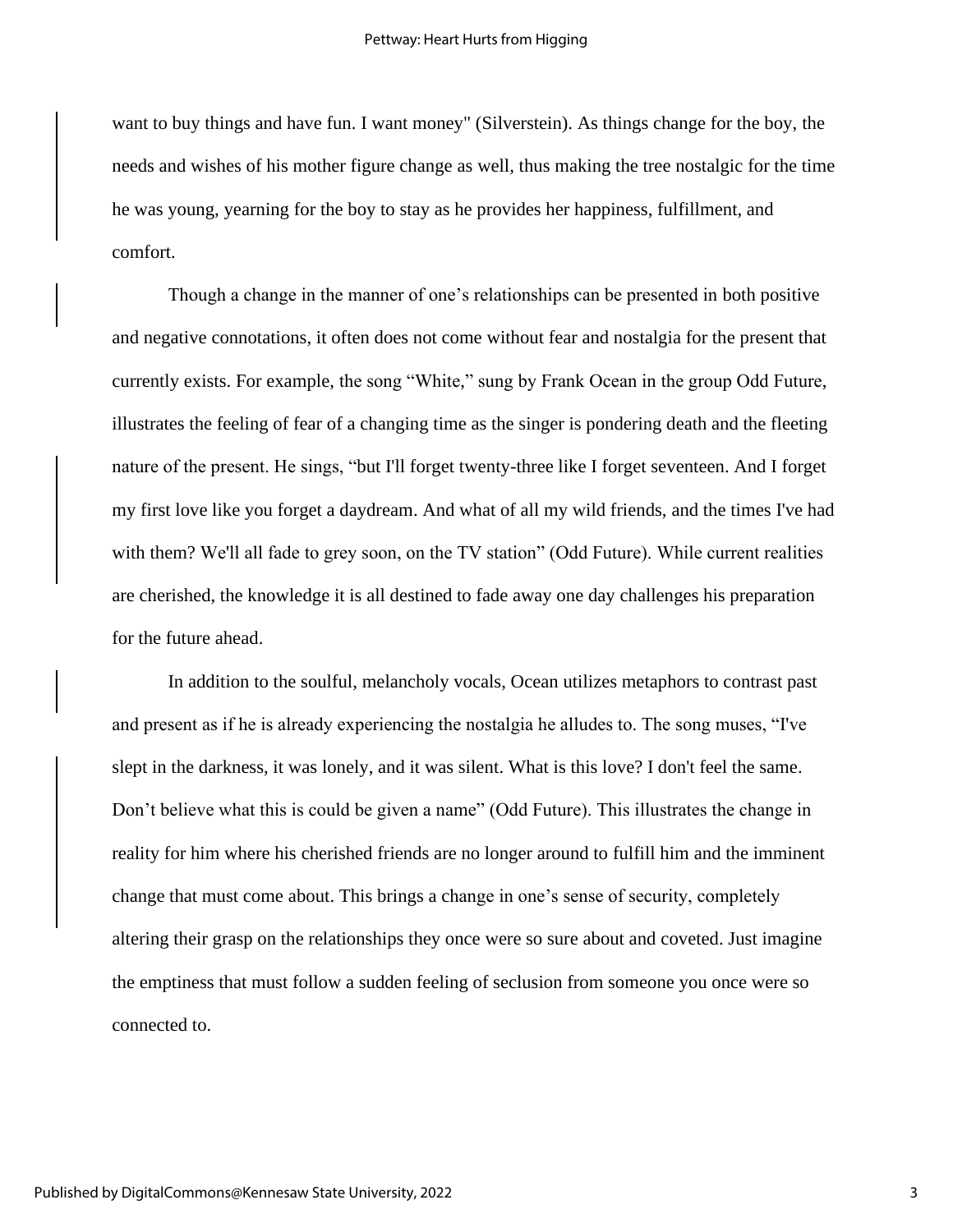want to buy things and have fun. I want money" (Silverstein). As things change for the boy, the needs and wishes of his mother figure change as well, thus making the tree nostalgic for the time he was young, yearning for the boy to stay as he provides her happiness, fulfillment, and comfort.

Though a change in the manner of one's relationships can be presented in both positive and negative connotations, it often does not come without fear and nostalgia for the present that currently exists. For example, the song "White," sung by Frank Ocean in the group Odd Future, illustrates the feeling of fear of a changing time as the singer is pondering death and the fleeting nature of the present. He sings, "but I'll forget twenty-three like I forget seventeen. And I forget my first love like you forget a daydream. And what of all my wild friends, and the times I've had with them? We'll all fade to grey soon, on the TV station" (Odd Future). While current realities are cherished, the knowledge it is all destined to fade away one day challenges his preparation for the future ahead.

In addition to the soulful, melancholy vocals, Ocean utilizes metaphors to contrast past and present as if he is already experiencing the nostalgia he alludes to. The song muses, "I've slept in the darkness, it was lonely, and it was silent. What is this love? I don't feel the same. Don't believe what this is could be given a name" (Odd Future). This illustrates the change in reality for him where his cherished friends are no longer around to fulfill him and the imminent change that must come about. This brings a change in one's sense of security, completely altering their grasp on the relationships they once were so sure about and coveted. Just imagine the emptiness that must follow a sudden feeling of seclusion from someone you once were so connected to.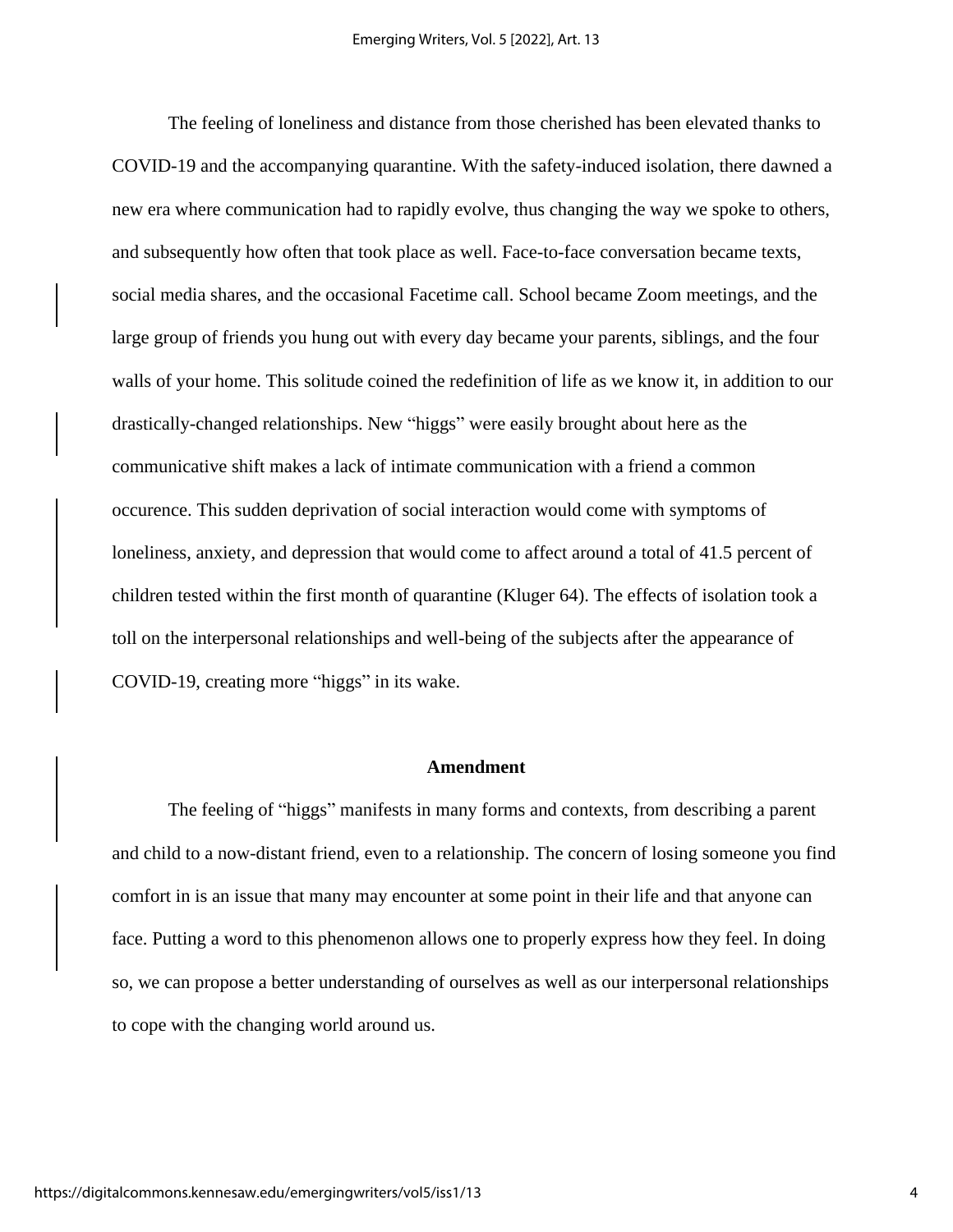The feeling of loneliness and distance from those cherished has been elevated thanks to COVID-19 and the accompanying quarantine. With the safety-induced isolation, there dawned a new era where communication had to rapidly evolve, thus changing the way we spoke to others, and subsequently how often that took place as well. Face-to-face conversation became texts, social media shares, and the occasional Facetime call. School became Zoom meetings, and the large group of friends you hung out with every day became your parents, siblings, and the four walls of your home. This solitude coined the redefinition of life as we know it, in addition to our drastically-changed relationships. New "higgs" were easily brought about here as the communicative shift makes a lack of intimate communication with a friend a common occurence. This sudden deprivation of social interaction would come with symptoms of loneliness, anxiety, and depression that would come to affect around a total of 41.5 percent of children tested within the first month of quarantine (Kluger 64). The effects of isolation took a toll on the interpersonal relationships and well-being of the subjects after the appearance of COVID-19, creating more "higgs" in its wake.

## Amendment

The feeling of "higgs" manifests in many forms and contexts, from describing a parent and child to a now-distant friend, even to a relationship. The concern of losing someone you find comfort in is an issue that many may encounter at some point in their life and that anyone can face. Putting a word to this phenomenon allows one to properly express how they feel. In doing so, we can propose a better understanding of ourselves as well as our interpersonal relationships to cope with the changing world around us.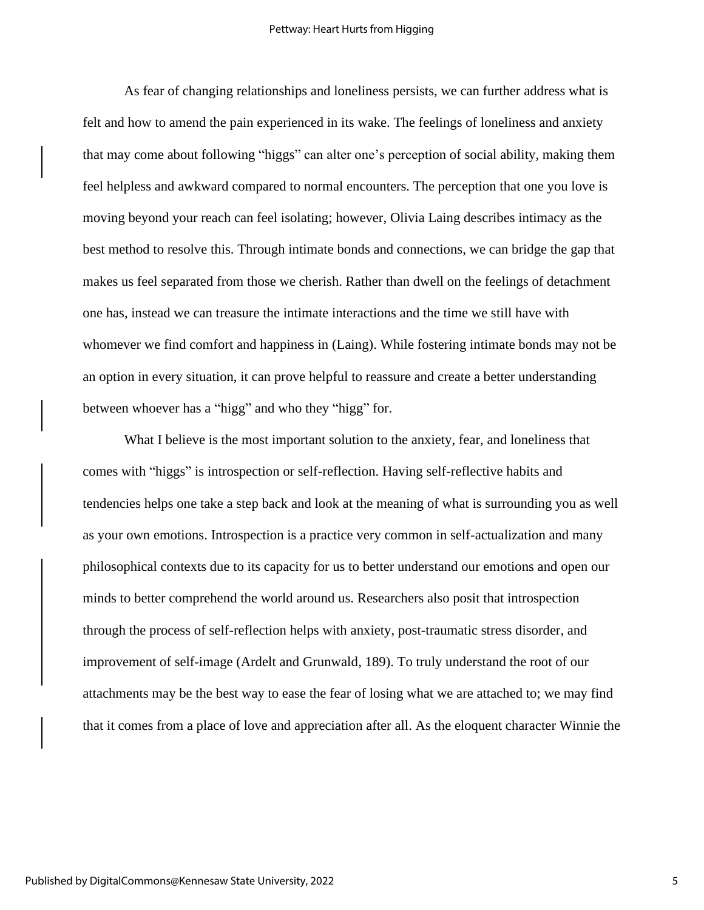As fear of changing relationships and loneliness persists, we can further address what is felt and how to amend the pain experienced in its wake. The feelings of loneliness and anxiety that may come about following "higgs" can alter one's perception of social ability, making them feel helpless and awkward compared to normal encounters. The perception that one you love is moving beyond your reach can feel isolating; however, Olivia Laing describes intimacy as the best method to resolve this. Through intimate bonds and connections, we can bridge the gap that makes us feel separated from those we cherish. Rather than dwell on the feelings of detachment one has, instead we can treasure the intimate interactions and the time we still have with whomever we find comfort and happiness in (Laing). While fostering intimate bonds may not be an option in every situation, it can prove helpful to reassure and create a better understanding between whoever has a "higg" and who they "higg" for.

What I believe is the most important solution to the anxiety, fear, and loneliness that comes with "higgs" is introspection or self-reflection. Having self-reflective habits and tendencies helps one take a step back and look at the meaning of what is surrounding you as well as your own emotions. Introspection is a practice very common in self-actualization and many philosophical contexts due to its capacity for us to better understand our emotions and open our minds to better comprehend the world around us. Researchers also posit that introspection through the process of self-reflection helps with anxiety, post-traumatic stress disorder, and improvement of self-image (Ardelt and Grunwald, 189). To truly understand the root of our attachments may be the best way to ease the fear of losing what we are attached to; we may find that it comes from a place of love and appreciation after all. As the eloquent character Winnie the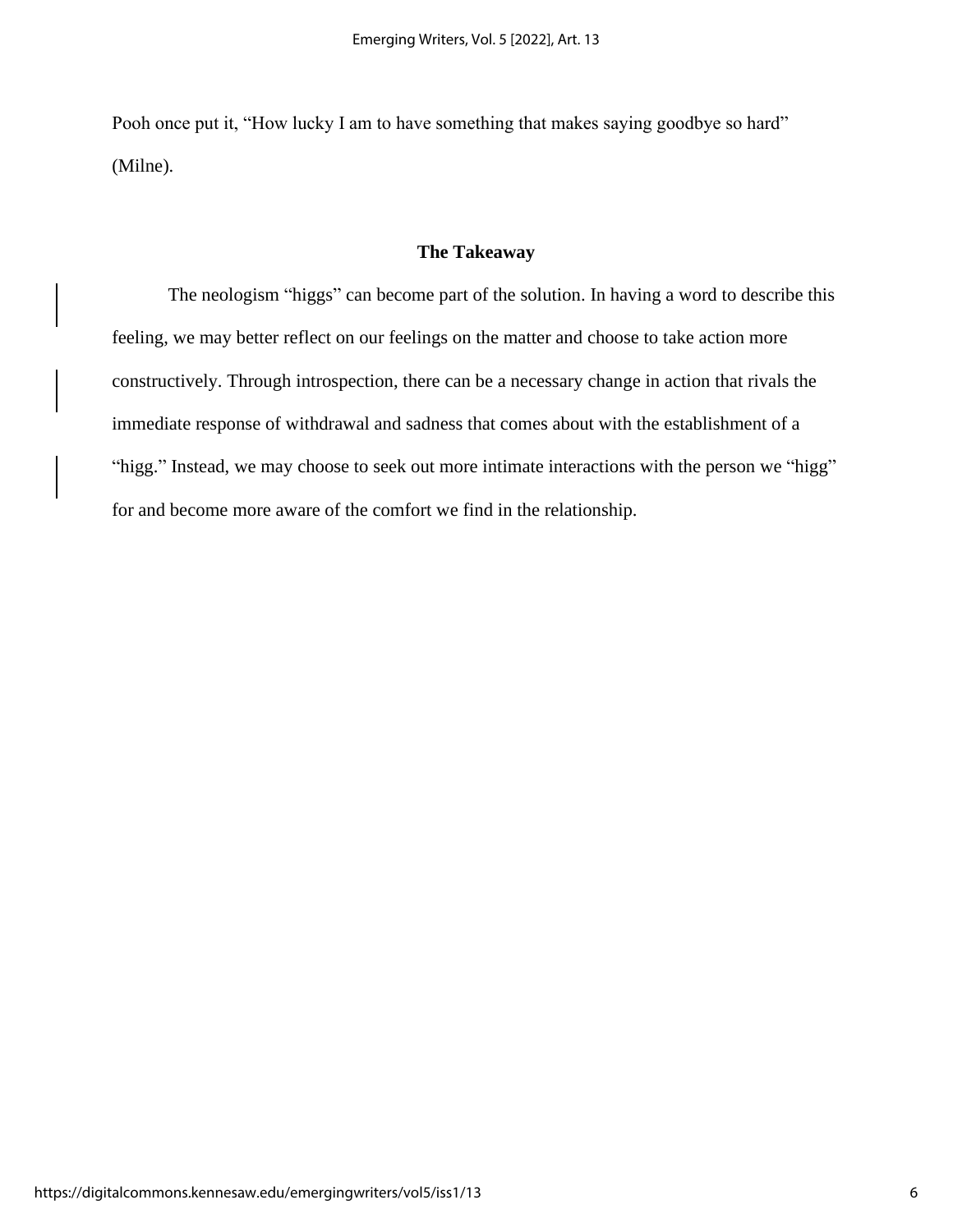Pooh once put it, "How lucky I am to have something that makes saying goodbye so hard" (Milne).

## The Takeaway

The neologism "higgs" can become part of the solution. In having a word to describe this feeling, we may better reflect on our feelings on the matter and choose to take action more constructively. Through introspection, there can be a necessary change in action that rivals the immediate response of withdrawal and sadness that comes about with the establishment of a "higg." Instead, we may choose to seek out more intimate interactions with the person we "higg" for and become more aware of the comfort we find in the relationship.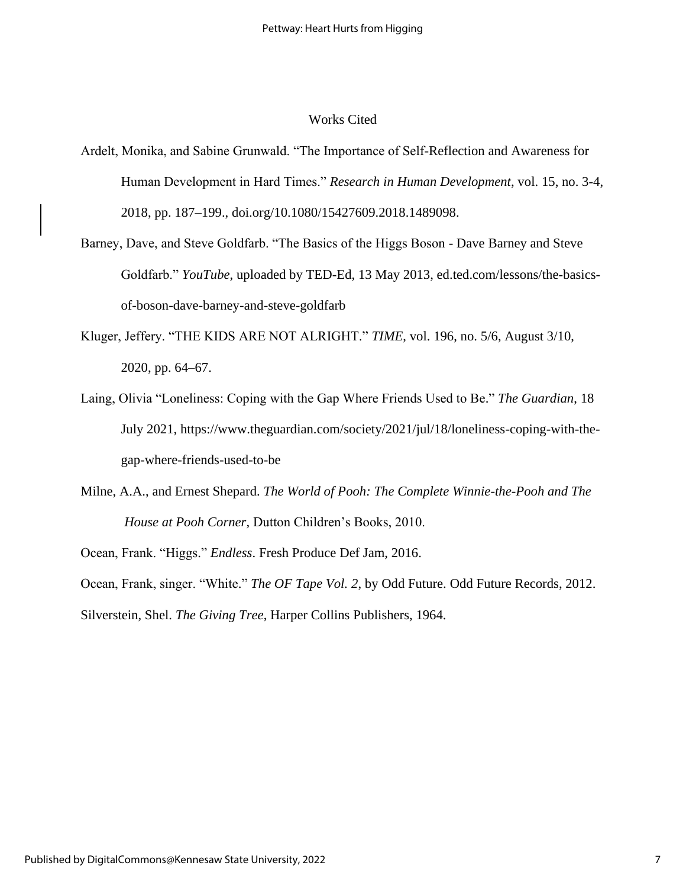# Works Cited

Ardelt, Monika, and Sabine Grunwald. "The Importance of Self-Reflection and Awareness for Human Development in Hard Times." *Research in Human Development*, vol. 15, no. 3-4, 2018, pp. 187–199., doi.org/10.1080/15427609.2018.1489098.

Barney, Dave, and Steve Goldfarb. "The Basics of the Higgs Boson - Dave Barney and Steve Goldfarb." *YouTube*, uploaded by TED-Ed, 13 May 2013, ed.ted.com/lessons/the-basics-of-boson-dave-barney-and-steve-goldfarb

Kluger, Jeffery. "THE KIDS ARE NOT ALRIGHT." *TIME*, vol. 196, no. 5/6, August 3/10, 2020, pp. 64–67.

Laing, Olivia "Loneliness: Coping with the Gap Where Friends Used to Be." *The Guardian*, 18 July 2021, https://www.theguardian.com/society/2021/jul/18/loneliness-coping-with-the-gap-where-friends-used-to-be

Milne, A.A., and Ernest Shepard. *The World of Pooh: The Complete Winnie-the-Pooh and The House at Pooh Corner*, Dutton Children's Books, 2010.

Ocean, Frank. "Higgs." *Endless*. Fresh Produce Def Jam, 2016.

Ocean, Frank, singer. "White." *The OF Tape Vol. 2*, by Odd Future. Odd Future Records, 2012.

Silverstein, Shel. *The Giving Tree*, Harper Collins Publishers, 1964.